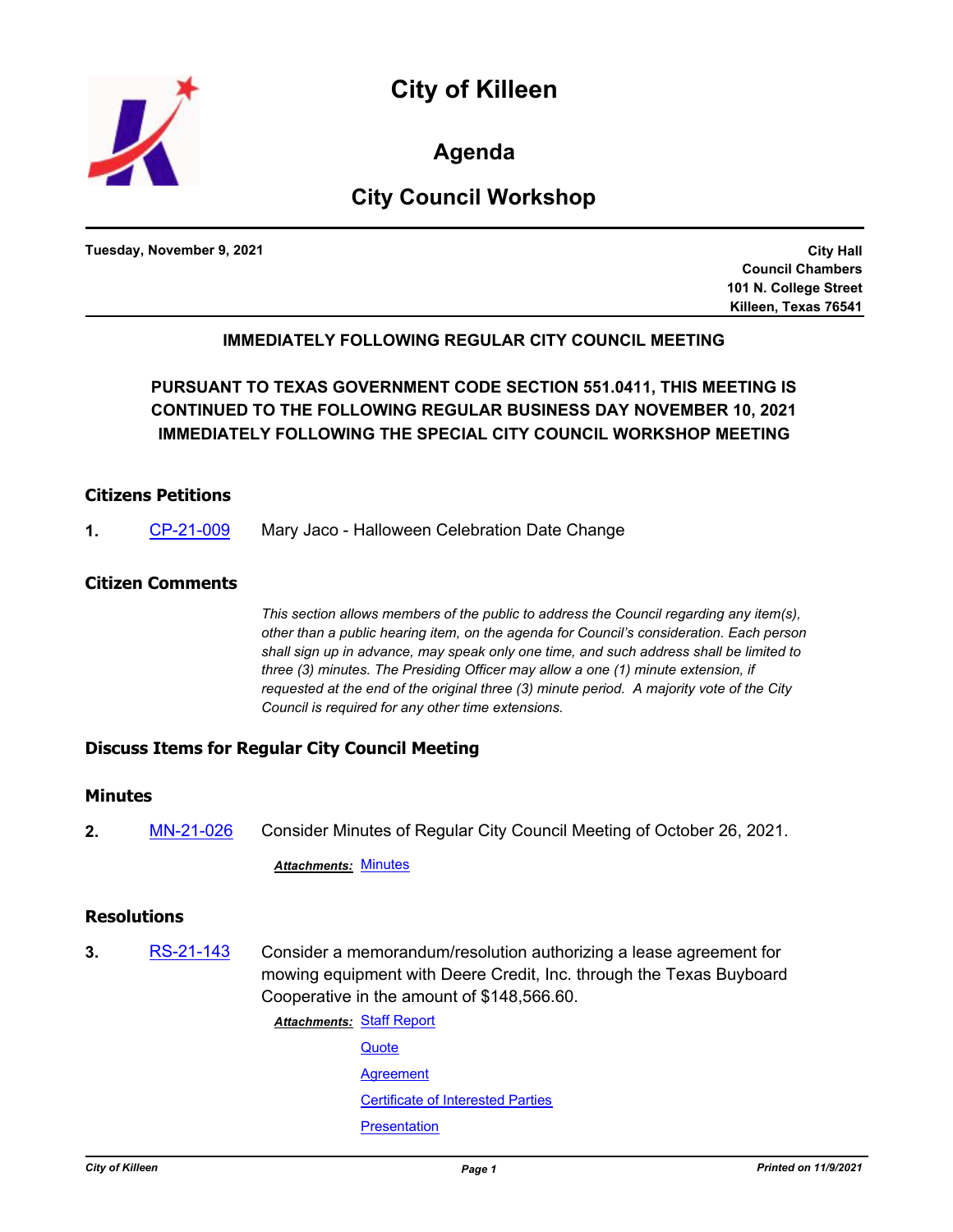# City of Killeen

## Agenda

## City Council Workshop

**Tuesday, November 9, 2021**

**City Hall**
**Council Chambers**
**101 N. College Street**
**Killeen, Texas 76541**

**IMMEDIATELY FOLLOWING REGULAR CITY COUNCIL MEETING**

**PURSUANT TO TEXAS GOVERNMENT CODE SECTION 551.0411, THIS MEETING IS CONTINUED TO THE FOLLOWING REGULAR BUSINESS DAY NOVEMBER 10, 2021 IMMEDIATELY FOLLOWING THE SPECIAL CITY COUNCIL WORKSHOP MEETING**

### Citizens Petitions

**1.** CP-21-009 Mary Jaco - Halloween Celebration Date Change

### Citizen Comments

*This section allows members of the public to address the Council regarding any item(s), other than a public hearing item, on the agenda for Council's consideration. Each person shall sign up in advance, may speak only one time, and such address shall be limited to three (3) minutes. The Presiding Officer may allow a one (1) minute extension, if requested at the end of the original three (3) minute period. A majority vote of the City Council is required for any other time extensions.*

### Discuss Items for Regular City Council Meeting

### Minutes

**2.** MN-21-026 Consider Minutes of Regular City Council Meeting of October 26, 2021.

***Attachments:*** Minutes

### Resolutions

**3.** RS-21-143 Consider a memorandum/resolution authorizing a lease agreement for mowing equipment with Deere Credit, Inc. through the Texas Buyboard Cooperative in the amount of $148,566.60.

***Attachments:*** Staff Report
Quote
Agreement
Certificate of Interested Parties
Presentation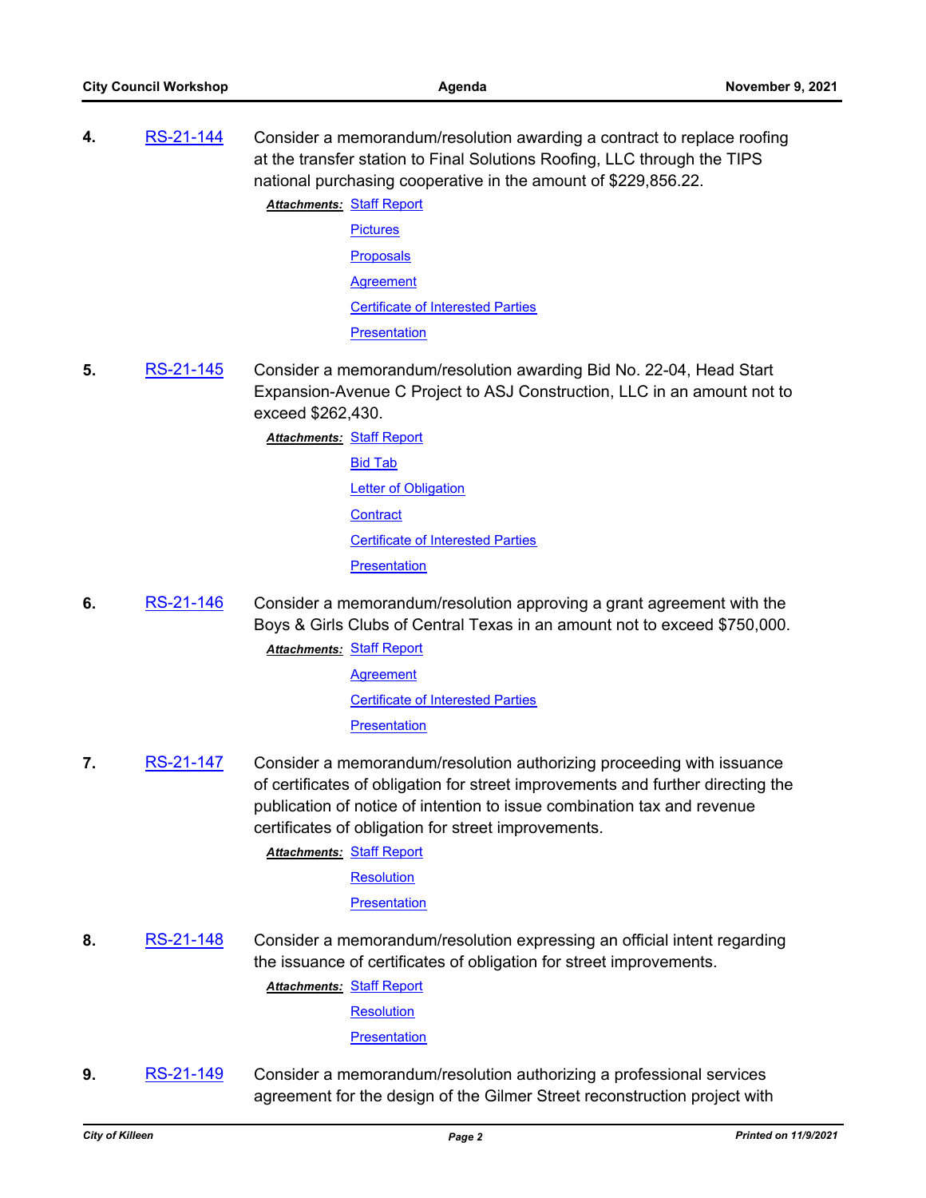**4.** RS-21-144 Consider a memorandum/resolution awarding a contract to replace roofing at the transfer station to Final Solutions Roofing, LLC through the TIPS national purchasing cooperative in the amount of $229,856.22.

***Attachments:*** Staff Report
Pictures
Proposals
Agreement
Certificate of Interested Parties
Presentation

**5.** RS-21-145 Consider a memorandum/resolution awarding Bid No. 22-04, Head Start Expansion-Avenue C Project to ASJ Construction, LLC in an amount not to exceed $262,430.

***Attachments:*** Staff Report
Bid Tab
Letter of Obligation
Contract
Certificate of Interested Parties
Presentation

**6.** RS-21-146 Consider a memorandum/resolution approving a grant agreement with the Boys & Girls Clubs of Central Texas in an amount not to exceed $750,000.

***Attachments:*** Staff Report
Agreement
Certificate of Interested Parties
Presentation

**7.** RS-21-147 Consider a memorandum/resolution authorizing proceeding with issuance of certificates of obligation for street improvements and further directing the publication of notice of intention to issue combination tax and revenue certificates of obligation for street improvements.

***Attachments:*** Staff Report
Resolution
Presentation

**8.** RS-21-148 Consider a memorandum/resolution expressing an official intent regarding the issuance of certificates of obligation for street improvements.

***Attachments:*** Staff Report
Resolution
Presentation

**9.** RS-21-149 Consider a memorandum/resolution authorizing a professional services agreement for the design of the Gilmer Street reconstruction project with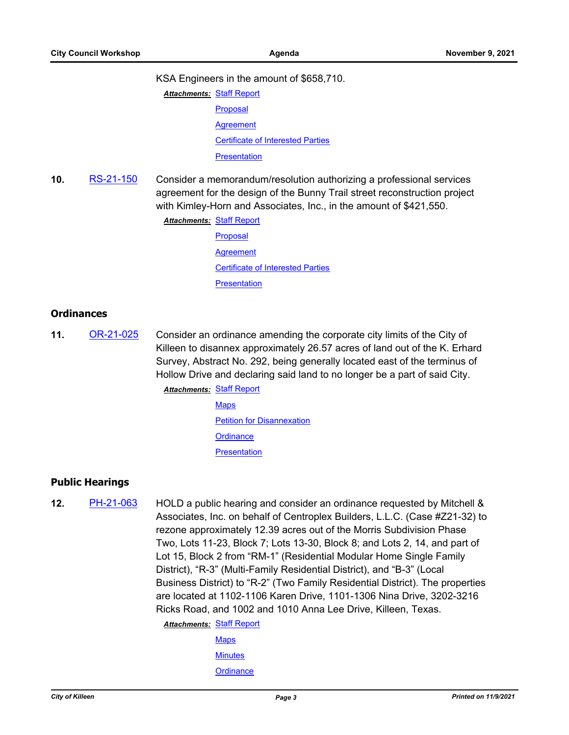KSA Engineers in the amount of $658,710.

***Attachments:*** Staff Report
Proposal
Agreement
Certificate of Interested Parties
Presentation

**10.** RS-21-150 Consider a memorandum/resolution authorizing a professional services agreement for the design of the Bunny Trail street reconstruction project with Kimley-Horn and Associates, Inc., in the amount of $421,550.

***Attachments:*** Staff Report
Proposal
Agreement
Certificate of Interested Parties
Presentation

## Ordinances

**11.** OR-21-025 Consider an ordinance amending the corporate city limits of the City of Killeen to disannex approximately 26.57 acres of land out of the K. Erhard Survey, Abstract No. 292, being generally located east of the terminus of Hollow Drive and declaring said land to no longer be a part of said City.

***Attachments:*** Staff Report
Maps
Petition for Disannexation
Ordinance
Presentation

## Public Hearings

**12.** PH-21-063 HOLD a public hearing and consider an ordinance requested by Mitchell & Associates, Inc. on behalf of Centroplex Builders, L.L.C. (Case #Z21-32) to rezone approximately 12.39 acres out of the Morris Subdivision Phase Two, Lots 11-23, Block 7; Lots 13-30, Block 8; and Lots 2, 14, and part of Lot 15, Block 2 from "RM-1" (Residential Modular Home Single Family District), "R-3" (Multi-Family Residential District), and "B-3" (Local Business District) to "R-2" (Two Family Residential District). The properties are located at 1102-1106 Karen Drive, 1101-1306 Nina Drive, 3202-3216 Ricks Road, and 1002 and 1010 Anna Lee Drive, Killeen, Texas.

***Attachments:*** Staff Report
Maps
Minutes
Ordinance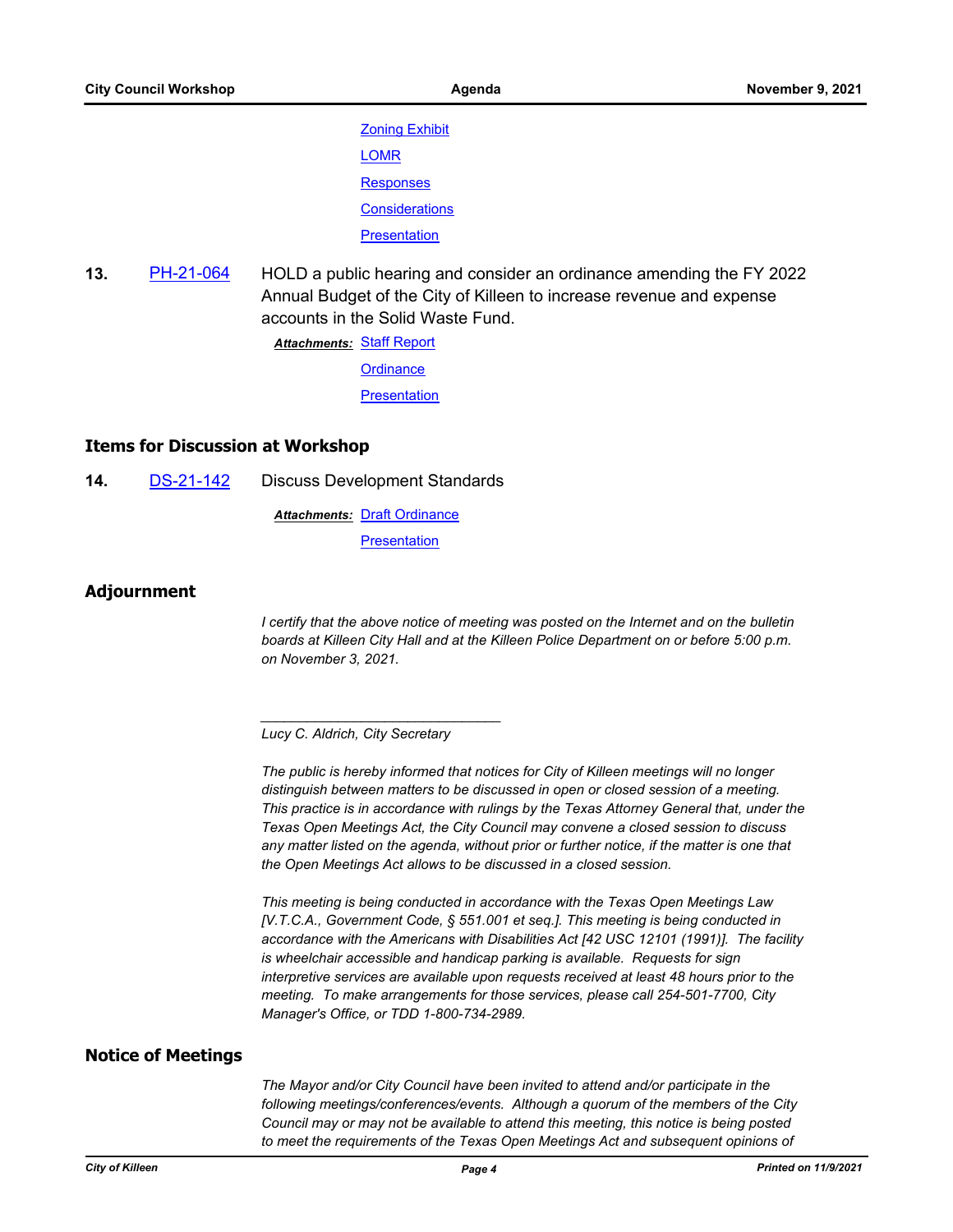Zoning Exhibit

LOMR

Responses

Considerations

Presentation

**13.** PH-21-064 HOLD a public hearing and consider an ordinance amending the FY 2022 Annual Budget of the City of Killeen to increase revenue and expense accounts in the Solid Waste Fund.

***Attachments:*** Staff Report

Ordinance

Presentation

## Items for Discussion at Workshop

**14.** DS-21-142 Discuss Development Standards

***Attachments:*** Draft Ordinance

Presentation

## Adjournment

*I certify that the above notice of meeting was posted on the Internet and on the bulletin boards at Killeen City Hall and at the Killeen Police Department on or before 5:00 p.m. on November 3, 2021.*

_______________________________

*Lucy C. Aldrich, City Secretary*

*The public is hereby informed that notices for City of Killeen meetings will no longer distinguish between matters to be discussed in open or closed session of a meeting. This practice is in accordance with rulings by the Texas Attorney General that, under the Texas Open Meetings Act, the City Council may convene a closed session to discuss any matter listed on the agenda, without prior or further notice, if the matter is one that the Open Meetings Act allows to be discussed in a closed session.*

*This meeting is being conducted in accordance with the Texas Open Meetings Law [V.T.C.A., Government Code, § 551.001 et seq.]. This meeting is being conducted in accordance with the Americans with Disabilities Act [42 USC 12101 (1991)]. The facility is wheelchair accessible and handicap parking is available. Requests for sign interpretive services are available upon requests received at least 48 hours prior to the meeting. To make arrangements for those services, please call 254-501-7700, City Manager's Office, or TDD 1-800-734-2989.*

## Notice of Meetings

*The Mayor and/or City Council have been invited to attend and/or participate in the following meetings/conferences/events. Although a quorum of the members of the City Council may or may not be available to attend this meeting, this notice is being posted to meet the requirements of the Texas Open Meetings Act and subsequent opinions of*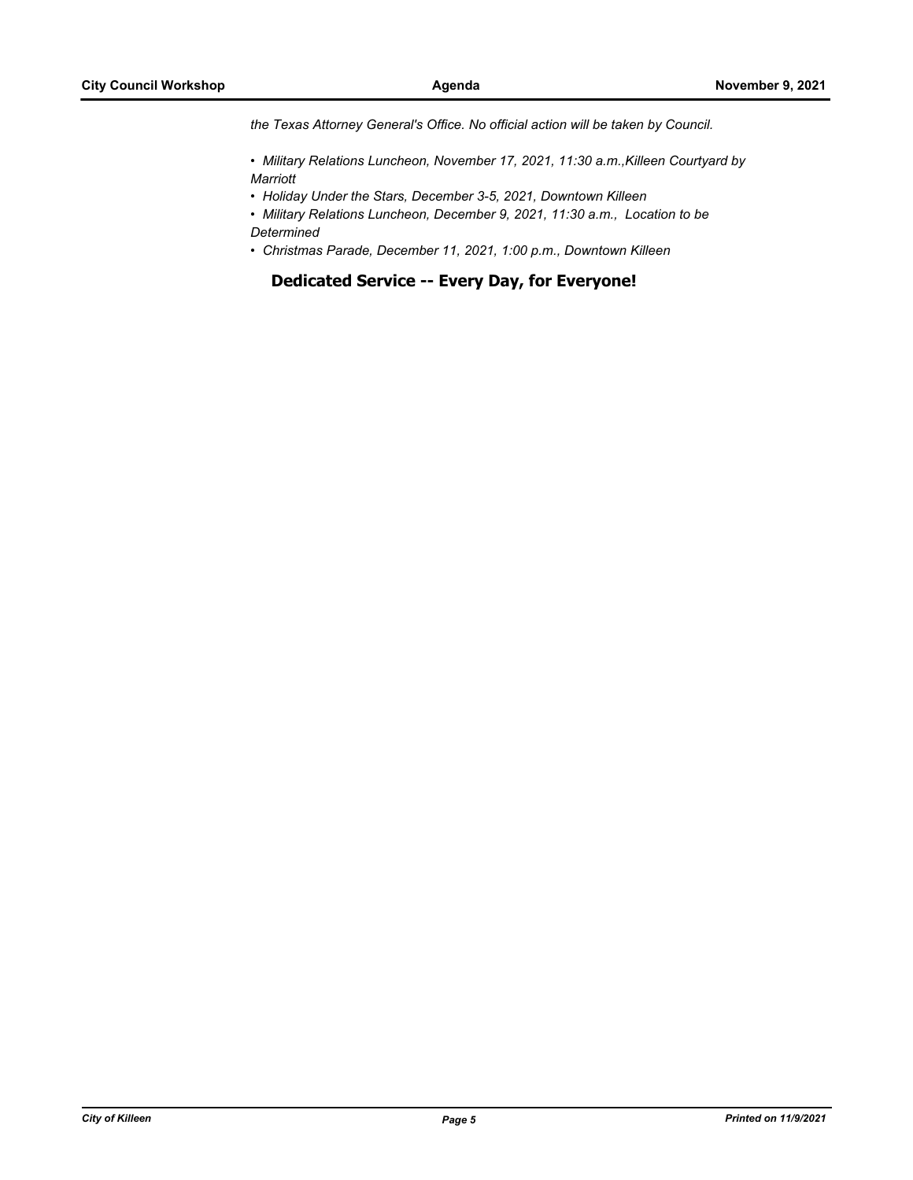*the Texas Attorney General's Office. No official action will be taken by Council.*

- *Military Relations Luncheon, November 17, 2021, 11:30 a.m.,Killeen Courtyard by Marriott*
- *Holiday Under the Stars, December 3-5, 2021, Downtown Killeen*
- *Military Relations Luncheon, December 9, 2021, 11:30 a.m., Location to be Determined*
- *Christmas Parade, December 11, 2021, 1:00 p.m., Downtown Killeen*

**Dedicated Service -- Every Day, for Everyone!**